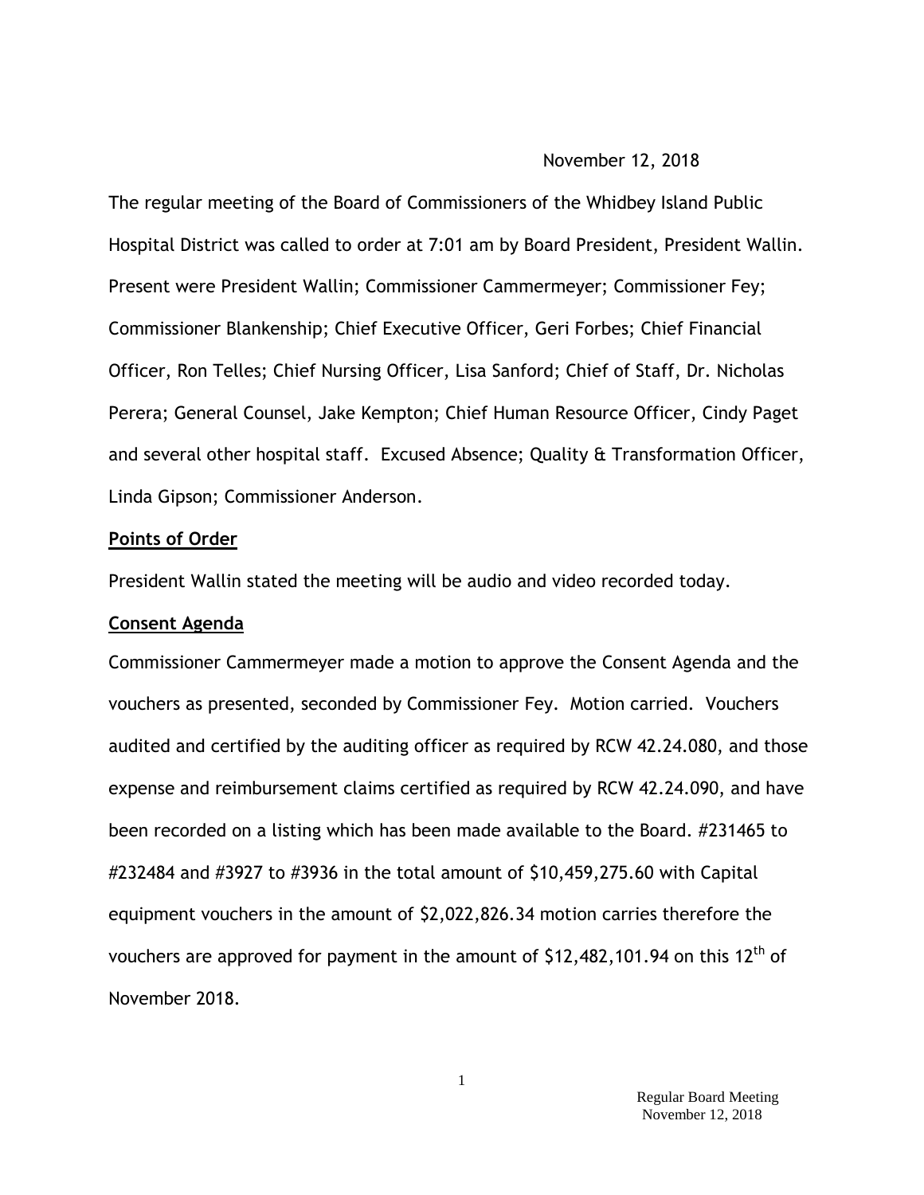November 12, 2018

The regular meeting of the Board of Commissioners of the Whidbey Island Public Hospital District was called to order at 7:01 am by Board President, President Wallin. Present were President Wallin; Commissioner Cammermeyer; Commissioner Fey; Commissioner Blankenship; Chief Executive Officer, Geri Forbes; Chief Financial Officer, Ron Telles; Chief Nursing Officer, Lisa Sanford; Chief of Staff, Dr. Nicholas Perera; General Counsel, Jake Kempton; Chief Human Resource Officer, Cindy Paget and several other hospital staff. Excused Absence; Quality & Transformation Officer, Linda Gipson; Commissioner Anderson.

**Points of Order**

President Wallin stated the meeting will be audio and video recorded today.

**Consent Agenda**

Commissioner Cammermeyer made a motion to approve the Consent Agenda and the vouchers as presented, seconded by Commissioner Fey. Motion carried. Vouchers audited and certified by the auditing officer as required by RCW 42.24.080, and those expense and reimbursement claims certified as required by RCW 42.24.090, and have been recorded on a listing which has been made available to the Board. #231465 to #232484 and #3927 to #3936 in the total amount of $10,459,275.60 with Capital equipment vouchers in the amount of $2,022,826.34 motion carries therefore the vouchers are approved for payment in the amount of $12,482,101.94 on this 12th of November 2018.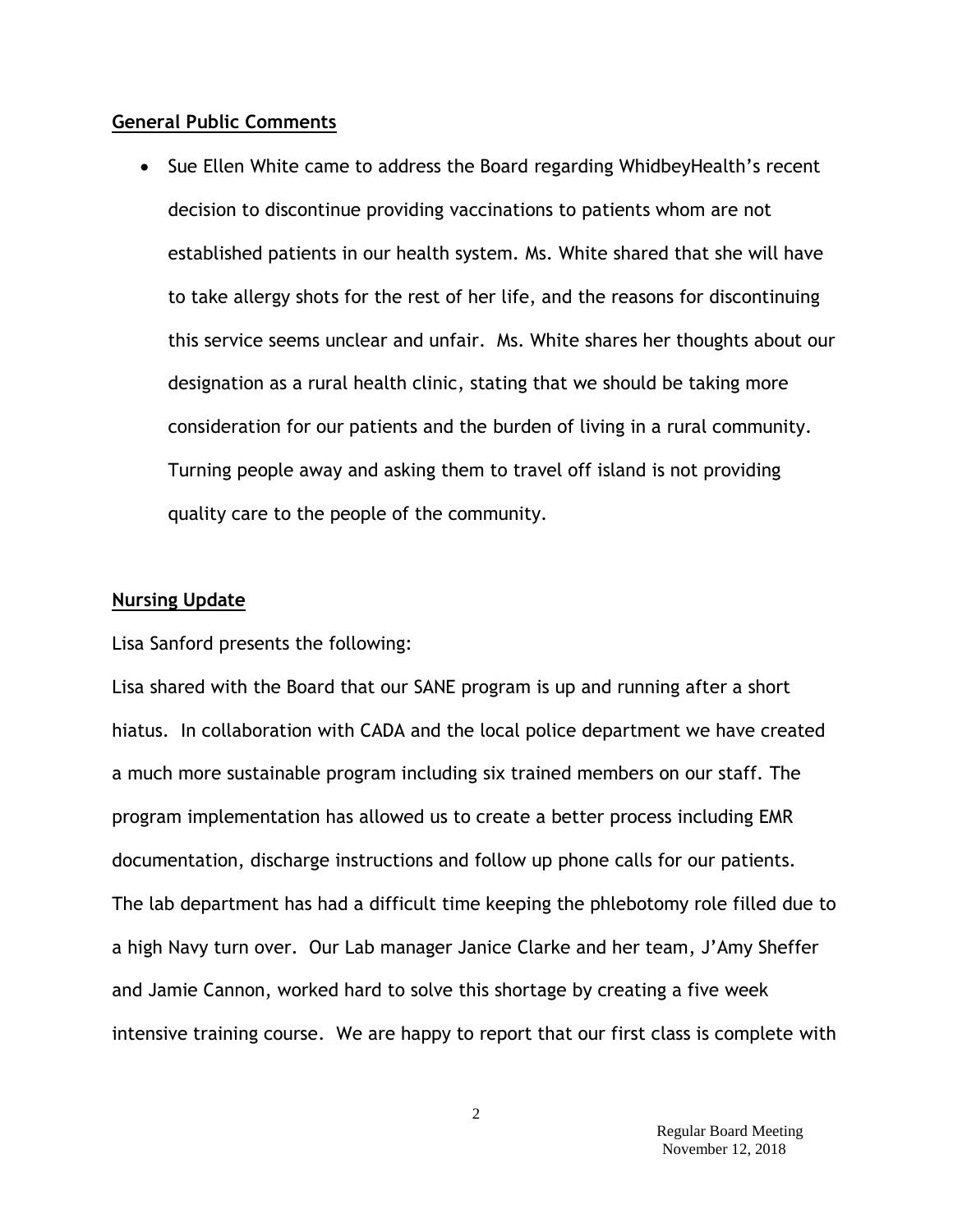**General Public Comments**

- Sue Ellen White came to address the Board regarding WhidbeyHealth's recent decision to discontinue providing vaccinations to patients whom are not established patients in our health system. Ms. White shared that she will have to take allergy shots for the rest of her life, and the reasons for discontinuing this service seems unclear and unfair. Ms. White shares her thoughts about our designation as a rural health clinic, stating that we should be taking more consideration for our patients and the burden of living in a rural community. Turning people away and asking them to travel off island is not providing quality care to the people of the community.

**Nursing Update**

Lisa Sanford presents the following:

Lisa shared with the Board that our SANE program is up and running after a short hiatus. In collaboration with CADA and the local police department we have created a much more sustainable program including six trained members on our staff. The program implementation has allowed us to create a better process including EMR documentation, discharge instructions and follow up phone calls for our patients. The lab department has had a difficult time keeping the phlebotomy role filled due to a high Navy turn over. Our Lab manager Janice Clarke and her team, J'Amy Sheffer and Jamie Cannon, worked hard to solve this shortage by creating a five week intensive training course. We are happy to report that our first class is complete with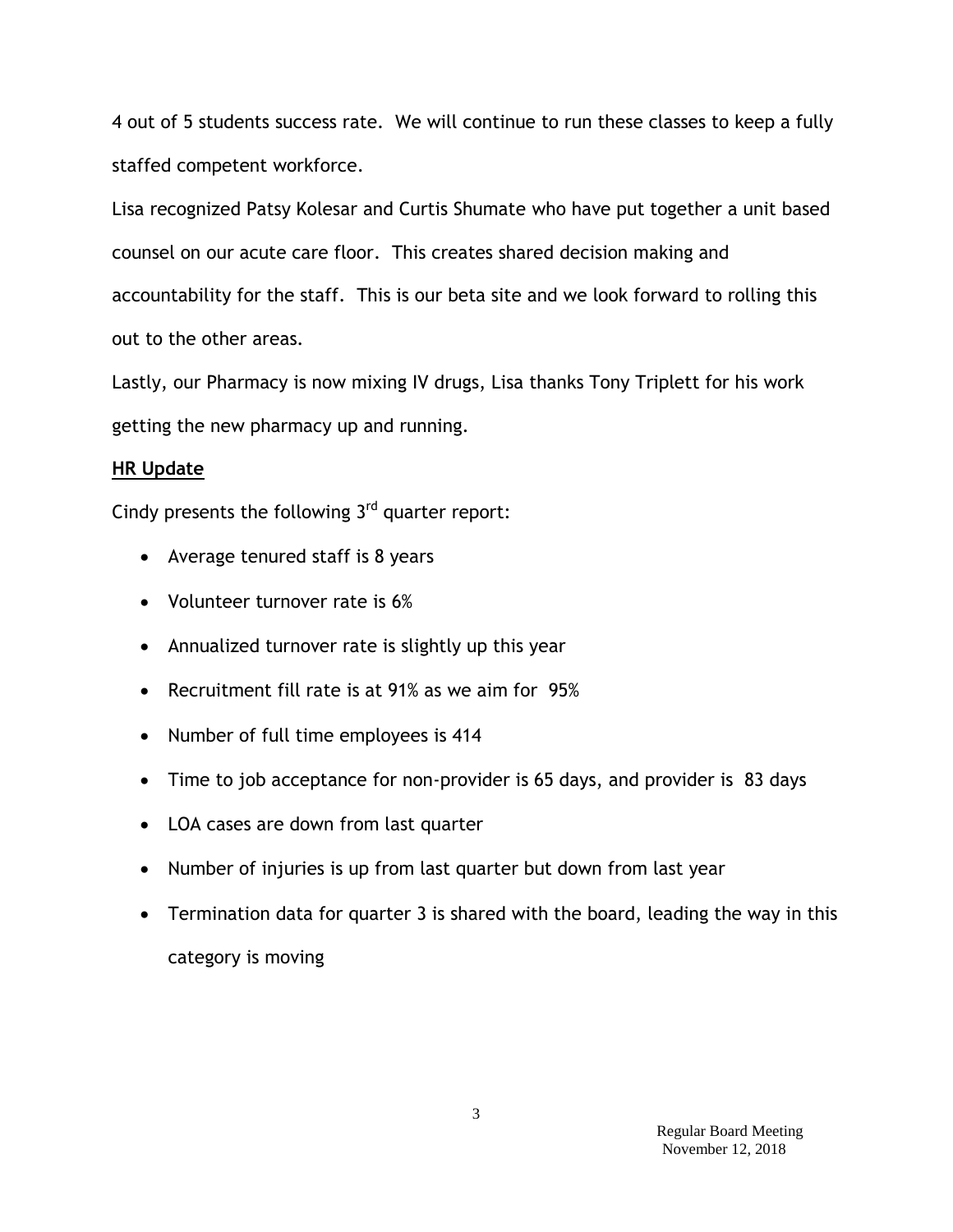4 out of 5 students success rate. We will continue to run these classes to keep a fully staffed competent workforce.

Lisa recognized Patsy Kolesar and Curtis Shumate who have put together a unit based counsel on our acute care floor. This creates shared decision making and accountability for the staff. This is our beta site and we look forward to rolling this out to the other areas.

Lastly, our Pharmacy is now mixing IV drugs, Lisa thanks Tony Triplett for his work getting the new pharmacy up and running.

**HR Update**

Cindy presents the following 3rd quarter report:

- Average tenured staff is 8 years
- Volunteer turnover rate is 6%
- Annualized turnover rate is slightly up this year
- Recruitment fill rate is at 91% as we aim for 95%
- Number of full time employees is 414
- Time to job acceptance for non-provider is 65 days, and provider is 83 days
- LOA cases are down from last quarter
- Number of injuries is up from last quarter but down from last year
- Termination data for quarter 3 is shared with the board, leading the way in this category is moving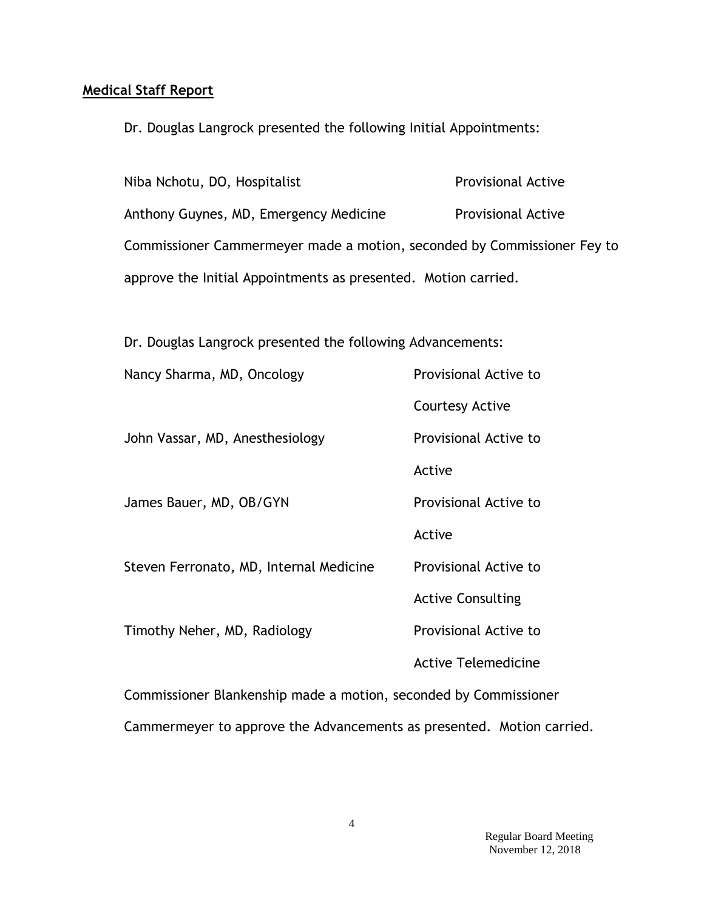## **Medical Staff Report**

Dr. Douglas Langrock presented the following Initial Appointments:

| | |
|---|---|
| Niba Nchotu, DO, Hospitalist | Provisional Active |
| Anthony Guynes, MD, Emergency Medicine | Provisional Active |

Commissioner Cammermeyer made a motion, seconded by Commissioner Fey to approve the Initial Appointments as presented. Motion carried.

Dr. Douglas Langrock presented the following Advancements:

| | |
|---|---|
| Nancy Sharma, MD, Oncology | Provisional Active to Courtesy Active |
| John Vassar, MD, Anesthesiology | Provisional Active to Active |
| James Bauer, MD, OB/GYN | Provisional Active to Active |
| Steven Ferronato, MD, Internal Medicine | Provisional Active to Active Consulting |
| Timothy Neher, MD, Radiology | Provisional Active to Active Telemedicine |

Commissioner Blankenship made a motion, seconded by Commissioner Cammermeyer to approve the Advancements as presented. Motion carried.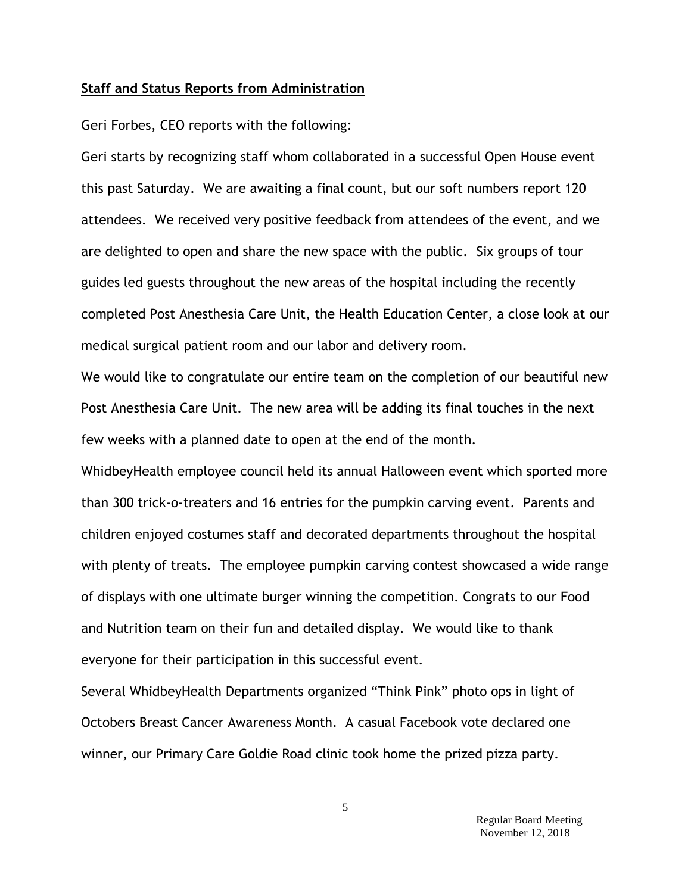**Staff and Status Reports from Administration**

Geri Forbes, CEO reports with the following:

Geri starts by recognizing staff whom collaborated in a successful Open House event this past Saturday. We are awaiting a final count, but our soft numbers report 120 attendees. We received very positive feedback from attendees of the event, and we are delighted to open and share the new space with the public. Six groups of tour guides led guests throughout the new areas of the hospital including the recently completed Post Anesthesia Care Unit, the Health Education Center, a close look at our medical surgical patient room and our labor and delivery room.

We would like to congratulate our entire team on the completion of our beautiful new Post Anesthesia Care Unit. The new area will be adding its final touches in the next few weeks with a planned date to open at the end of the month.

WhidbeyHealth employee council held its annual Halloween event which sported more than 300 trick-o-treaters and 16 entries for the pumpkin carving event. Parents and children enjoyed costumes staff and decorated departments throughout the hospital with plenty of treats. The employee pumpkin carving contest showcased a wide range of displays with one ultimate burger winning the competition. Congrats to our Food and Nutrition team on their fun and detailed display. We would like to thank everyone for their participation in this successful event.

Several WhidbeyHealth Departments organized "Think Pink" photo ops in light of Octobers Breast Cancer Awareness Month. A casual Facebook vote declared one winner, our Primary Care Goldie Road clinic took home the prized pizza party.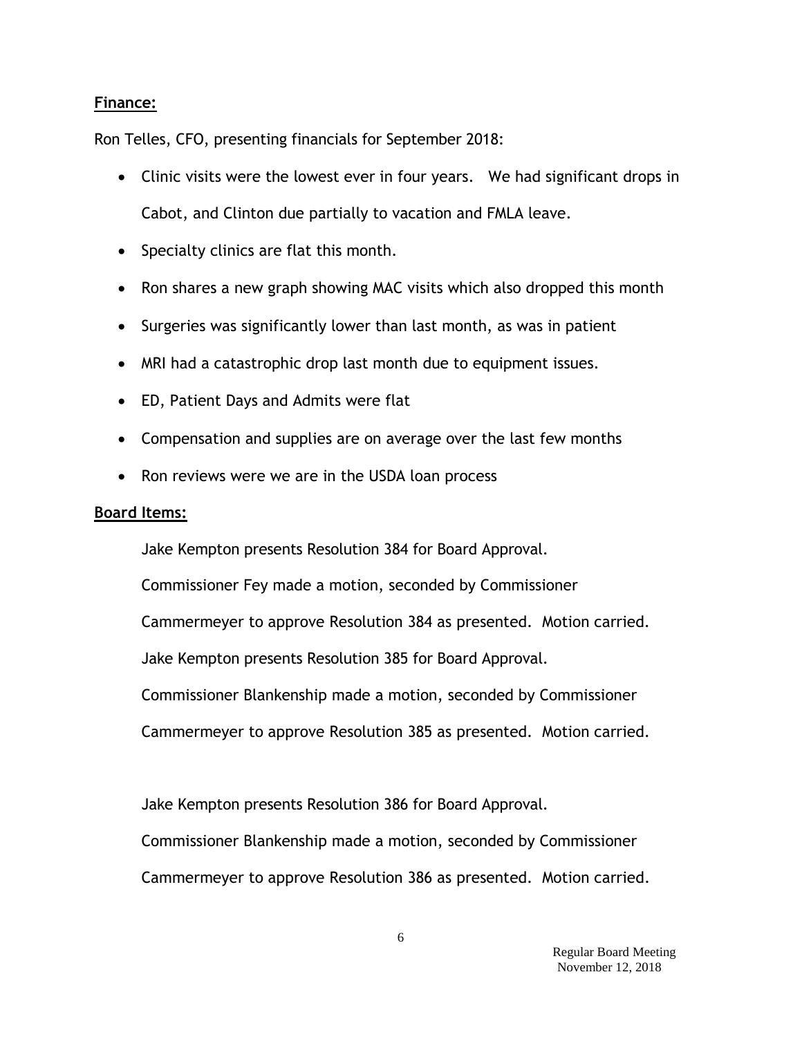**Finance:**

Ron Telles, CFO, presenting financials for September 2018:

- Clinic visits were the lowest ever in four years. We had significant drops in Cabot, and Clinton due partially to vacation and FMLA leave.
- Specialty clinics are flat this month.
- Ron shares a new graph showing MAC visits which also dropped this month
- Surgeries was significantly lower than last month, as was in patient
- MRI had a catastrophic drop last month due to equipment issues.
- ED, Patient Days and Admits were flat
- Compensation and supplies are on average over the last few months
- Ron reviews were we are in the USDA loan process

**Board Items:**

Jake Kempton presents Resolution 384 for Board Approval.

Commissioner Fey made a motion, seconded by Commissioner Cammermeyer to approve Resolution 384 as presented. Motion carried.

Jake Kempton presents Resolution 385 for Board Approval.

Commissioner Blankenship made a motion, seconded by Commissioner Cammermeyer to approve Resolution 385 as presented. Motion carried.

Jake Kempton presents Resolution 386 for Board Approval.

Commissioner Blankenship made a motion, seconded by Commissioner Cammermeyer to approve Resolution 386 as presented. Motion carried.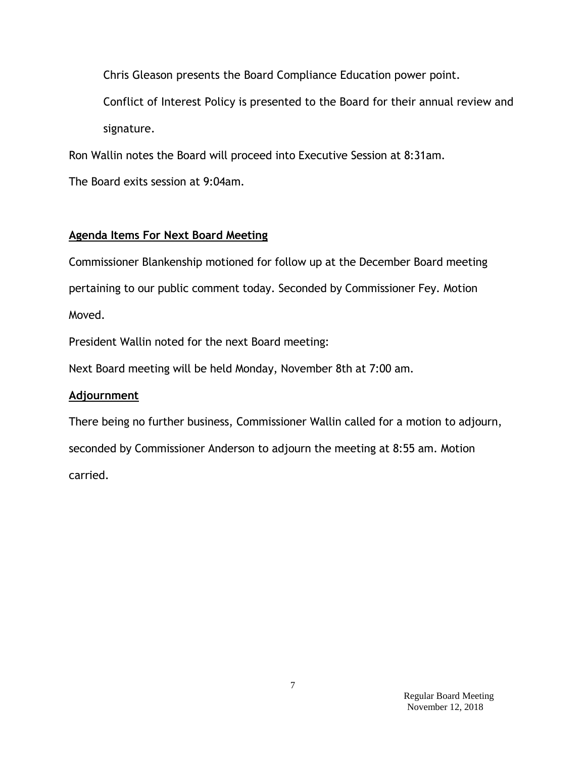Chris Gleason presents the Board Compliance Education power point.

Conflict of Interest Policy is presented to the Board for their annual review and signature.

Ron Wallin notes the Board will proceed into Executive Session at 8:31am.

The Board exits session at 9:04am.

**Agenda Items For Next Board Meeting**

Commissioner Blankenship motioned for follow up at the December Board meeting pertaining to our public comment today. Seconded by Commissioner Fey. Motion Moved.

President Wallin noted for the next Board meeting:

Next Board meeting will be held Monday, November 8th at 7:00 am.

**Adjournment**

There being no further business, Commissioner Wallin called for a motion to adjourn, seconded by Commissioner Anderson to adjourn the meeting at 8:55 am. Motion carried.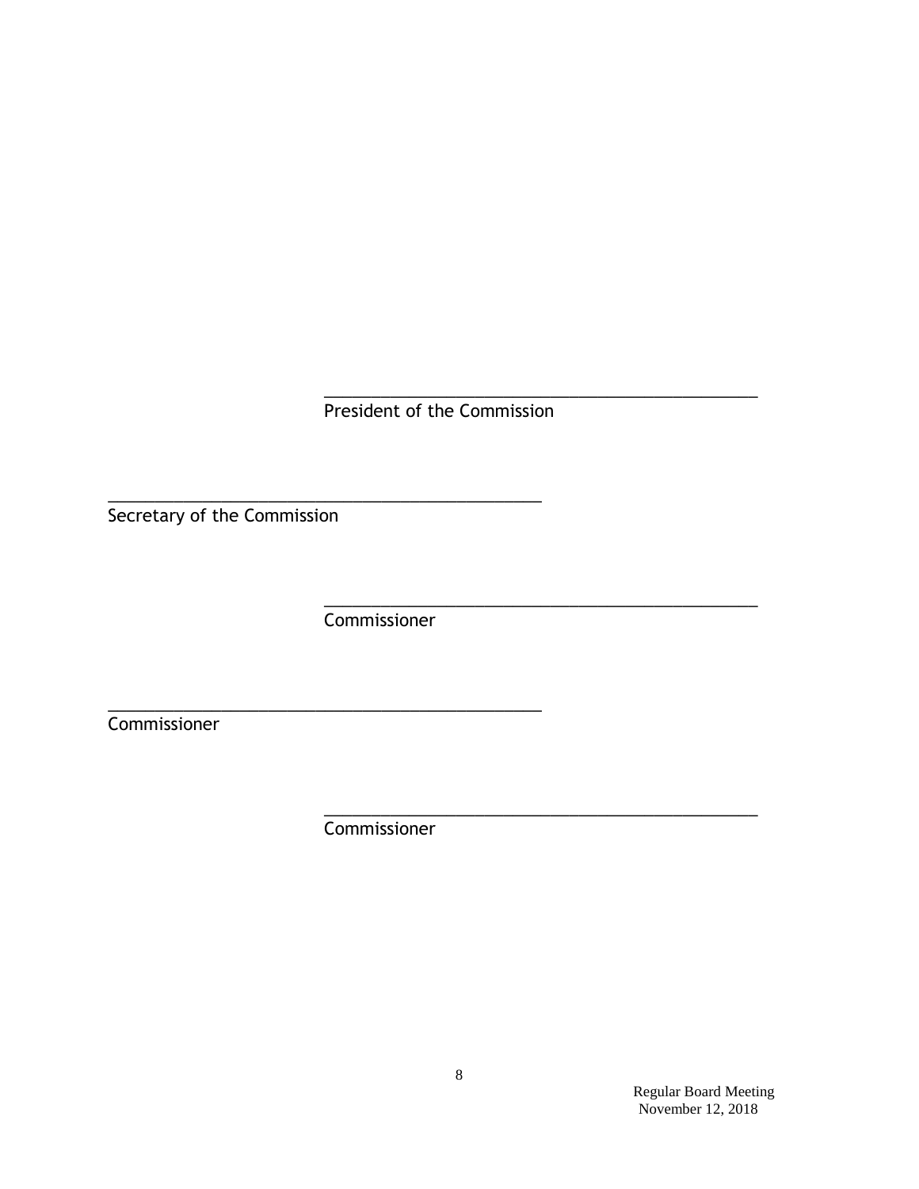\_\_\_\_\_\_\_\_\_\_\_\_\_\_\_\_\_\_\_\_\_\_\_\_\_\_\_\_\_\_\_\_\_\_\_\_\_\_\_\_\_\_\_\_\_\_\_\_

President of the Commission

\_\_\_\_\_\_\_\_\_\_\_\_\_\_\_\_\_\_\_\_\_\_\_\_\_\_\_\_\_\_\_\_\_\_\_\_\_\_\_\_\_\_\_\_\_\_\_\_

Secretary of the Commission

\_\_\_\_\_\_\_\_\_\_\_\_\_\_\_\_\_\_\_\_\_\_\_\_\_\_\_\_\_\_\_\_\_\_\_\_\_\_\_\_\_\_\_\_\_\_\_\_

Commissioner

\_\_\_\_\_\_\_\_\_\_\_\_\_\_\_\_\_\_\_\_\_\_\_\_\_\_\_\_\_\_\_\_\_\_\_\_\_\_\_\_\_\_\_\_\_\_\_\_

Commissioner

\_\_\_\_\_\_\_\_\_\_\_\_\_\_\_\_\_\_\_\_\_\_\_\_\_\_\_\_\_\_\_\_\_\_\_\_\_\_\_\_\_\_\_\_\_\_\_\_

Commissioner